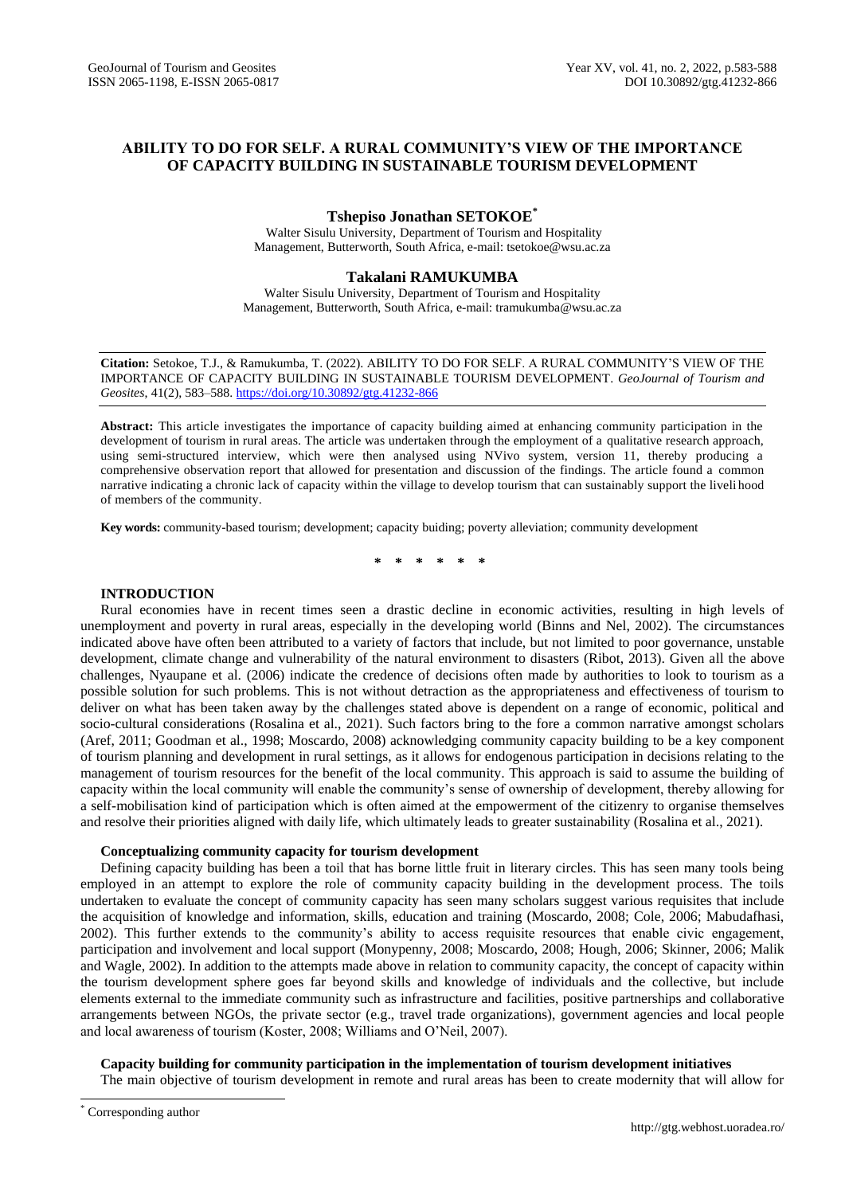# ABILITY TO DO FOR SELF. A RURAL COMMUNITY'S VIEW OF THE IMPORTANCE OF CAPACITY BUILDING IN SUSTAINABLE TOURISM DEVELOPMENT

**Tshepiso Jonathan SETOKOE***

Walter Sisulu University, Department of Tourism and Hospitality Management, Butterworth, South Africa, e-mail: tsetokoe@wsu.ac.za

**Takalani RAMUKUMBA**

Walter Sisulu University, Department of Tourism and Hospitality Management, Butterworth, South Africa, e-mail: tramukumba@wsu.ac.za

**Citation:** Setokoe, T.J., & Ramukumba, T. (2022). ABILITY TO DO FOR SELF. A RURAL COMMUNITY'S VIEW OF THE IMPORTANCE OF CAPACITY BUILDING IN SUSTAINABLE TOURISM DEVELOPMENT. *GeoJournal of Tourism and Geosites*, 41(2), 583–588. https://doi.org/10.30892/gtg.41232-866

**Abstract:** This article investigates the importance of capacity building aimed at enhancing community participation in the development of tourism in rural areas. The article was undertaken through the employment of a qualitative research approach, using semi-structured interview, which were then analysed using NVivo system, version 11, thereby producing a comprehensive observation report that allowed for presentation and discussion of the findings. The article found a common narrative indicating a chronic lack of capacity within the village to develop tourism that can sustainably support the livelihood of members of the community.

**Key words:** community-based tourism; development; capacity buiding; poverty alleviation; community development

\* \* \* \* \* \*

## INTRODUCTION

Rural economies have in recent times seen a drastic decline in economic activities, resulting in high levels of unemployment and poverty in rural areas, especially in the developing world (Binns and Nel, 2002). The circumstances indicated above have often been attributed to a variety of factors that include, but not limited to poor governance, unstable development, climate change and vulnerability of the natural environment to disasters (Ribot, 2013). Given all the above challenges, Nyaupane et al. (2006) indicate the credence of decisions often made by authorities to look to tourism as a possible solution for such problems. This is not without detraction as the appropriateness and effectiveness of tourism to deliver on what has been taken away by the challenges stated above is dependent on a range of economic, political and socio-cultural considerations (Rosalina et al., 2021). Such factors bring to the fore a common narrative amongst scholars (Aref, 2011; Goodman et al., 1998; Moscardo, 2008) acknowledging community capacity building to be a key component of tourism planning and development in rural settings, as it allows for endogenous participation in decisions relating to the management of tourism resources for the benefit of the local community. This approach is said to assume the building of capacity within the local community will enable the community's sense of ownership of development, thereby allowing for a self-mobilisation kind of participation which is often aimed at the empowerment of the citizenry to organise themselves and resolve their priorities aligned with daily life, which ultimately leads to greater sustainability (Rosalina et al., 2021).

### Conceptualizing community capacity for tourism development

Defining capacity building has been a toil that has borne little fruit in literary circles. This has seen many tools being employed in an attempt to explore the role of community capacity building in the development process. The toils undertaken to evaluate the concept of community capacity has seen many scholars suggest various requisites that include the acquisition of knowledge and information, skills, education and training (Moscardo, 2008; Cole, 2006; Mabudafhasi, 2002). This further extends to the community's ability to access requisite resources that enable civic engagement, participation and involvement and local support (Monypenny, 2008; Moscardo, 2008; Hough, 2006; Skinner, 2006; Malik and Wagle, 2002). In addition to the attempts made above in relation to community capacity, the concept of capacity within the tourism development sphere goes far beyond skills and knowledge of individuals and the collective, but include elements external to the immediate community such as infrastructure and facilities, positive partnerships and collaborative arrangements between NGOs, the private sector (e.g., travel trade organizations), government agencies and local people and local awareness of tourism (Koster, 2008; Williams and O'Neil, 2007).

### Capacity building for community participation in the implementation of tourism development initiatives

The main objective of tourism development in remote and rural areas has been to create modernity that will allow for

\* Corresponding author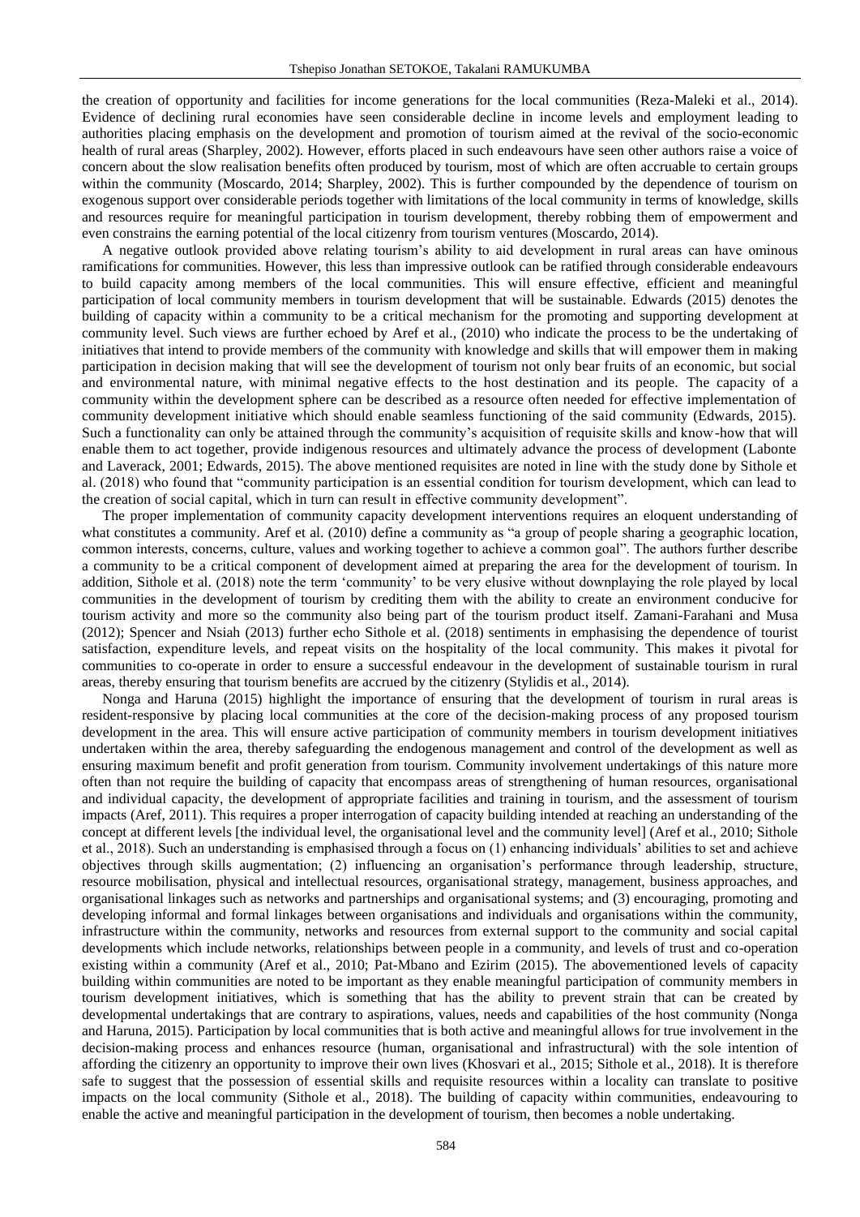the creation of opportunity and facilities for income generations for the local communities (Reza-Maleki et al., 2014). Evidence of declining rural economies have seen considerable decline in income levels and employment leading to authorities placing emphasis on the development and promotion of tourism aimed at the revival of the socio-economic health of rural areas (Sharpley, 2002). However, efforts placed in such endeavours have seen other authors raise a voice of concern about the slow realisation benefits often produced by tourism, most of which are often accruable to certain groups within the community (Moscardo, 2014; Sharpley, 2002). This is further compounded by the dependence of tourism on exogenous support over considerable periods together with limitations of the local community in terms of knowledge, skills and resources require for meaningful participation in tourism development, thereby robbing them of empowerment and even constrains the earning potential of the local citizenry from tourism ventures (Moscardo, 2014).

A negative outlook provided above relating tourism's ability to aid development in rural areas can have ominous ramifications for communities. However, this less than impressive outlook can be ratified through considerable endeavours to build capacity among members of the local communities. This will ensure effective, efficient and meaningful participation of local community members in tourism development that will be sustainable. Edwards (2015) denotes the building of capacity within a community to be a critical mechanism for the promoting and supporting development at community level. Such views are further echoed by Aref et al., (2010) who indicate the process to be the undertaking of initiatives that intend to provide members of the community with knowledge and skills that will empower them in making participation in decision making that will see the development of tourism not only bear fruits of an economic, but social and environmental nature, with minimal negative effects to the host destination and its people. The capacity of a community within the development sphere can be described as a resource often needed for effective implementation of community development initiative which should enable seamless functioning of the said community (Edwards, 2015). Such a functionality can only be attained through the community's acquisition of requisite skills and know-how that will enable them to act together, provide indigenous resources and ultimately advance the process of development (Labonte and Laverack, 2001; Edwards, 2015). The above mentioned requisites are noted in line with the study done by Sithole et al. (2018) who found that "community participation is an essential condition for tourism development, which can lead to the creation of social capital, which in turn can result in effective community development".

The proper implementation of community capacity development interventions requires an eloquent understanding of what constitutes a community. Aref et al. (2010) define a community as "a group of people sharing a geographic location, common interests, concerns, culture, values and working together to achieve a common goal". The authors further describe a community to be a critical component of development aimed at preparing the area for the development of tourism. In addition, Sithole et al. (2018) note the term 'community' to be very elusive without downplaying the role played by local communities in the development of tourism by crediting them with the ability to create an environment conducive for tourism activity and more so the community also being part of the tourism product itself. Zamani-Farahani and Musa (2012); Spencer and Nsiah (2013) further echo Sithole et al. (2018) sentiments in emphasising the dependence of tourist satisfaction, expenditure levels, and repeat visits on the hospitality of the local community. This makes it pivotal for communities to co-operate in order to ensure a successful endeavour in the development of sustainable tourism in rural areas, thereby ensuring that tourism benefits are accrued by the citizenry (Stylidis et al., 2014).

Nonga and Haruna (2015) highlight the importance of ensuring that the development of tourism in rural areas is resident-responsive by placing local communities at the core of the decision-making process of any proposed tourism development in the area. This will ensure active participation of community members in tourism development initiatives undertaken within the area, thereby safeguarding the endogenous management and control of the development as well as ensuring maximum benefit and profit generation from tourism. Community involvement undertakings of this nature more often than not require the building of capacity that encompass areas of strengthening of human resources, organisational and individual capacity, the development of appropriate facilities and training in tourism, and the assessment of tourism impacts (Aref, 2011). This requires a proper interrogation of capacity building intended at reaching an understanding of the concept at different levels [the individual level, the organisational level and the community level] (Aref et al., 2010; Sithole et al., 2018). Such an understanding is emphasised through a focus on (1) enhancing individuals' abilities to set and achieve objectives through skills augmentation; (2) influencing an organisation's performance through leadership, structure, resource mobilisation, physical and intellectual resources, organisational strategy, management, business approaches, and organisational linkages such as networks and partnerships and organisational systems; and (3) encouraging, promoting and developing informal and formal linkages between organisations and individuals and organisations within the community, infrastructure within the community, networks and resources from external support to the community and social capital developments which include networks, relationships between people in a community, and levels of trust and co-operation existing within a community (Aref et al., 2010; Pat-Mbano and Ezirim (2015). The abovementioned levels of capacity building within communities are noted to be important as they enable meaningful participation of community members in tourism development initiatives, which is something that has the ability to prevent strain that can be created by developmental undertakings that are contrary to aspirations, values, needs and capabilities of the host community (Nonga and Haruna, 2015). Participation by local communities that is both active and meaningful allows for true involvement in the decision-making process and enhances resource (human, organisational and infrastructural) with the sole intention of affording the citizenry an opportunity to improve their own lives (Khosvari et al., 2015; Sithole et al., 2018). It is therefore safe to suggest that the possession of essential skills and requisite resources within a locality can translate to positive impacts on the local community (Sithole et al., 2018). The building of capacity within communities, endeavouring to enable the active and meaningful participation in the development of tourism, then becomes a noble undertaking.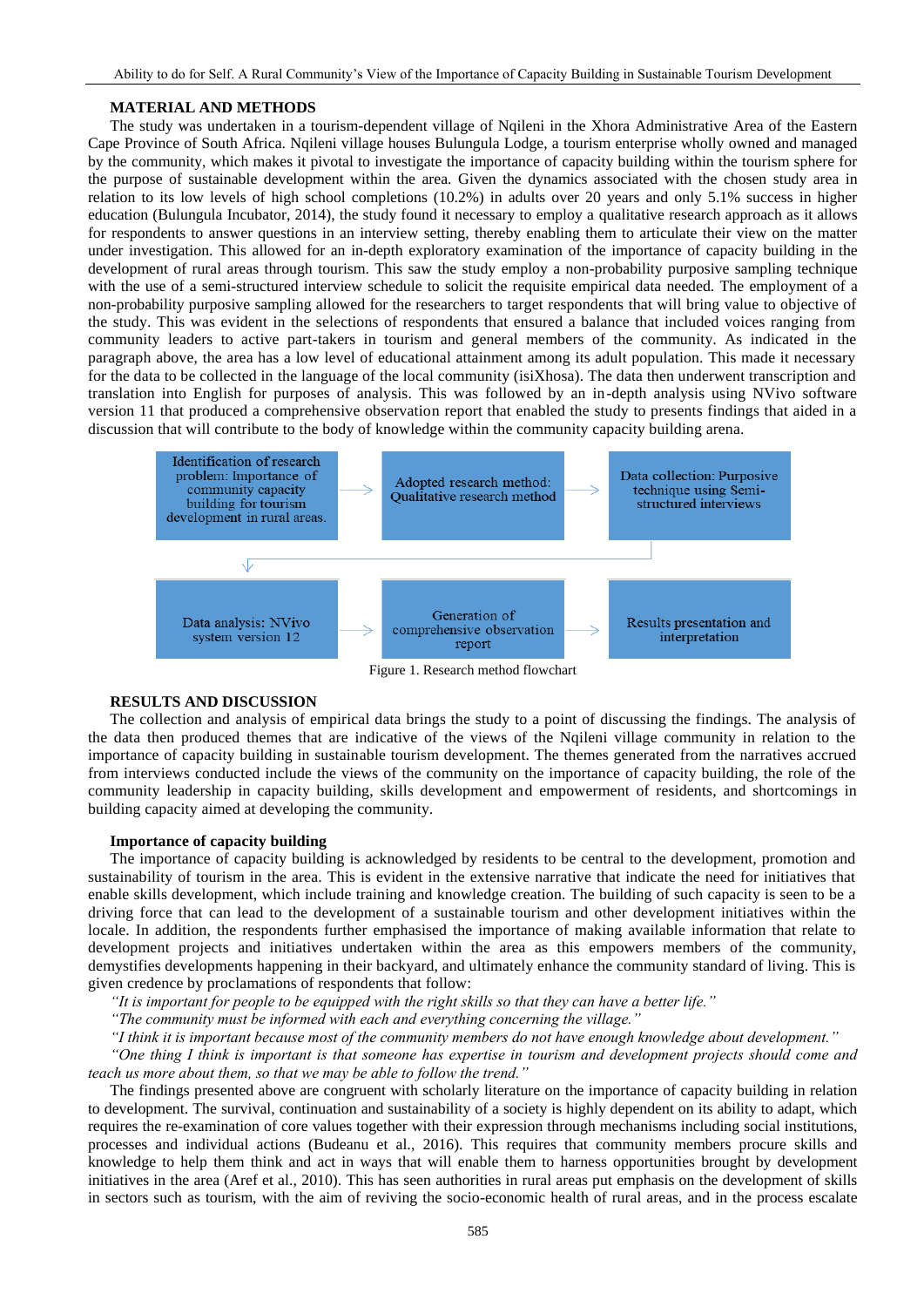## MATERIAL AND METHODS

The study was undertaken in a tourism-dependent village of Nqileni in the Xhora Administrative Area of the Eastern Cape Province of South Africa. Nqileni village houses Bulungula Lodge, a tourism enterprise wholly owned and managed by the community, which makes it pivotal to investigate the importance of capacity building within the tourism sphere for the purpose of sustainable development within the area. Given the dynamics associated with the chosen study area in relation to its low levels of high school completions (10.2%) in adults over 20 years and only 5.1% success in higher education (Bulungula Incubator, 2014), the study found it necessary to employ a qualitative research approach as it allows for respondents to answer questions in an interview setting, thereby enabling them to articulate their view on the matter under investigation. This allowed for an in-depth exploratory examination of the importance of capacity building in the development of rural areas through tourism. This saw the study employ a non-probability purposive sampling technique with the use of a semi-structured interview schedule to solicit the requisite empirical data needed. The employment of a non-probability purposive sampling allowed for the researchers to target respondents that will bring value to objective of the study. This was evident in the selections of respondents that ensured a balance that included voices ranging from community leaders to active part-takers in tourism and general members of the community. As indicated in the paragraph above, the area has a low level of educational attainment among its adult population. This made it necessary for the data to be collected in the language of the local community (isiXhosa). The data then underwent transcription and translation into English for purposes of analysis. This was followed by an in-depth analysis using NVivo software version 11 that produced a comprehensive observation report that enabled the study to presents findings that aided in a discussion that will contribute to the body of knowledge within the community capacity building arena.

Identification of research problem: Importance of community capacity building for tourism development in rural areas. → Adopted research method: Qualitative research method → Data collection: Purposive technique using Semi-structured interviews → Data analysis: NVivo system version 12 → Generation of comprehensive observation report → Results presentation and interpretation

Figure 1. Research method flowchart

## RESULTS AND DISCUSSION

The collection and analysis of empirical data brings the study to a point of discussing the findings. The analysis of the data then produced themes that are indicative of the views of the Nqileni village community in relation to the importance of capacity building in sustainable tourism development. The themes generated from the narratives accrued from interviews conducted include the views of the community on the importance of capacity building, the role of the community leadership in capacity building, skills development and empowerment of residents, and shortcomings in building capacity aimed at developing the community.

### Importance of capacity building

The importance of capacity building is acknowledged by residents to be central to the development, promotion and sustainability of tourism in the area. This is evident in the extensive narrative that indicate the need for initiatives that enable skills development, which include training and knowledge creation. The building of such capacity is seen to be a driving force that can lead to the development of a sustainable tourism and other development initiatives within the locale. In addition, the respondents further emphasised the importance of making available information that relate to development projects and initiatives undertaken within the area as this empowers members of the community, demystifies developments happening in their backyard, and ultimately enhance the community standard of living. This is given credence by proclamations of respondents that follow:

*"It is important for people to be equipped with the right skills so that they can have a better life."*

*"The community must be informed with each and everything concerning the village."*

*"I think it is important because most of the community members do not have enough knowledge about development."*

*"One thing I think is important is that someone has expertise in tourism and development projects should come and teach us more about them, so that we may be able to follow the trend."*

The findings presented above are congruent with scholarly literature on the importance of capacity building in relation to development. The survival, continuation and sustainability of a society is highly dependent on its ability to adapt, which requires the re-examination of core values together with their expression through mechanisms including social institutions, processes and individual actions (Budeanu et al., 2016). This requires that community members procure skills and knowledge to help them think and act in ways that will enable them to harness opportunities brought by development initiatives in the area (Aref et al., 2010). This has seen authorities in rural areas put emphasis on the development of skills in sectors such as tourism, with the aim of reviving the socio-economic health of rural areas, and in the process escalate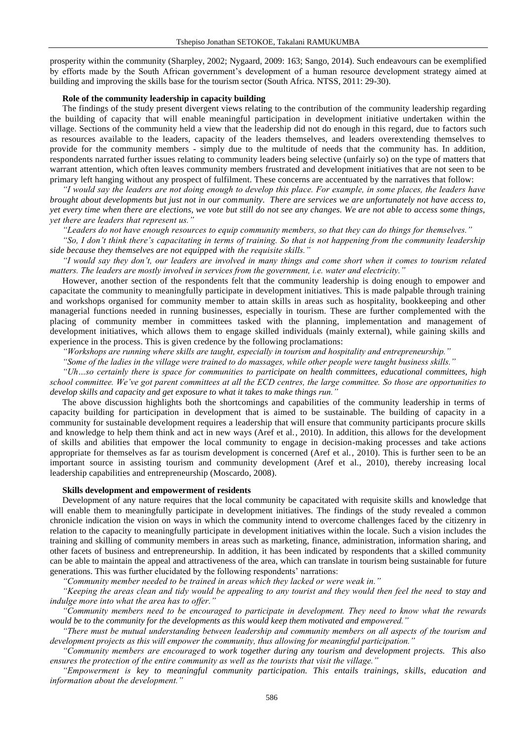prosperity within the community (Sharpley, 2002; Nygaard, 2009: 163; Sango, 2014). Such endeavours can be exemplified by efforts made by the South African government's development of a human resource development strategy aimed at building and improving the skills base for the tourism sector (South Africa. NTSS, 2011: 29-30).

### Role of the community leadership in capacity building

The findings of the study present divergent views relating to the contribution of the community leadership regarding the building of capacity that will enable meaningful participation in development initiative undertaken within the village. Sections of the community held a view that the leadership did not do enough in this regard, due to factors such as resources available to the leaders, capacity of the leaders themselves, and leaders overextending themselves to provide for the community members - simply due to the multitude of needs that the community has. In addition, respondents narrated further issues relating to community leaders being selective (unfairly so) on the type of matters that warrant attention, which often leaves community members frustrated and development initiatives that are not seen to be primary left hanging without any prospect of fulfilment. These concerns are accentuated by the narratives that follow:

*"I would say the leaders are not doing enough to develop this place. For example, in some places, the leaders have brought about developments but just not in our community. There are services we are unfortunately not have access to, yet every time when there are elections, we vote but still do not see any changes. We are not able to access some things, yet there are leaders that represent us."*

*"Leaders do not have enough resources to equip community members, so that they can do things for themselves."*

*"So, I don't think there's capacitating in terms of training. So that is not happening from the community leadership side because they themselves are not equipped with the requisite skills."*

*"I would say they don't, our leaders are involved in many things and come short when it comes to tourism related matters. The leaders are mostly involved in services from the government, i.e. water and electricity."*

However, another section of the respondents felt that the community leadership is doing enough to empower and capacitate the community to meaningfully participate in development initiatives. This is made palpable through training and workshops organised for community member to attain skills in areas such as hospitality, bookkeeping and other managerial functions needed in running businesses, especially in tourism. These are further complemented with the placing of community member in committees tasked with the planning, implementation and management of development initiatives, which allows them to engage skilled individuals (mainly external), while gaining skills and experience in the process. This is given credence by the following proclamations:

*"Workshops are running where skills are taught, especially in tourism and hospitality and entrepreneurship."*

*"Some of the ladies in the village were trained to do massages, while other people were taught business skills."*

*"Uh…so certainly there is space for communities to participate on health committees, educational committees, high school committee. We've got parent committees at all the ECD centres, the large committee. So those are opportunities to develop skills and capacity and get exposure to what it takes to make things run."*

The above discussion highlights both the shortcomings and capabilities of the community leadership in terms of capacity building for participation in development that is aimed to be sustainable. The building of capacity in a community for sustainable development requires a leadership that will ensure that community participants procure skills and knowledge to help them think and act in new ways (Aref et al., 2010). In addition, this allows for the development of skills and abilities that empower the local community to engage in decision-making processes and take actions appropriate for themselves as far as tourism development is concerned (Aref et al., 2010). This is further seen to be an important source in assisting tourism and community development (Aref et al., 2010), thereby increasing local leadership capabilities and entrepreneurship (Moscardo, 2008).

### Skills development and empowerment of residents

Development of any nature requires that the local community be capacitated with requisite skills and knowledge that will enable them to meaningfully participate in development initiatives. The findings of the study revealed a common chronicle indication the vision on ways in which the community intend to overcome challenges faced by the citizenry in relation to the capacity to meaningfully participate in development initiatives within the locale. Such a vision includes the training and skilling of community members in areas such as marketing, finance, administration, information sharing, and other facets of business and entrepreneurship. In addition, it has been indicated by respondents that a skilled community can be able to maintain the appeal and attractiveness of the area, which can translate in tourism being sustainable for future generations. This was further elucidated by the following respondents' narrations:

*"Community member needed to be trained in areas which they lacked or were weak in."*

*"Keeping the areas clean and tidy would be appealing to any tourist and they would then feel the need to stay and indulge more into what the area has to offer."*

*"Community members need to be encouraged to participate in development. They need to know what the rewards would be to the community for the developments as this would keep them motivated and empowered."*

*"There must be mutual understanding between leadership and community members on all aspects of the tourism and development projects as this will empower the community, thus allowing for meaningful participation."*

*"Community members are encouraged to work together during any tourism and development projects. This also ensures the protection of the entire community as well as the tourists that visit the village."*

*"Empowerment is key to meaningful community participation. This entails trainings, skills, education and information about the development."*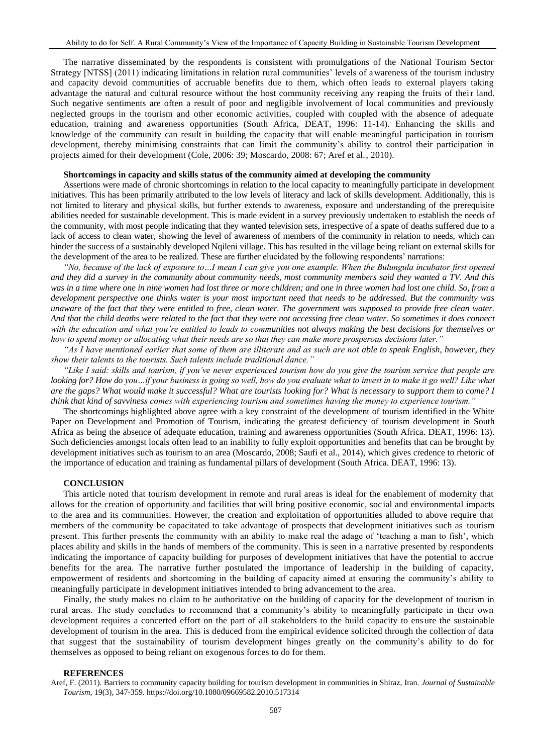The narrative disseminated by the respondents is consistent with promulgations of the National Tourism Sector Strategy [NTSS] (2011) indicating limitations in relation rural communities' levels of awareness of the tourism industry and capacity devoid communities of accruable benefits due to them, which often leads to external players taking advantage the natural and cultural resource without the host community receiving any reaping the fruits of their land. Such negative sentiments are often a result of poor and negligible involvement of local communities and previously neglected groups in the tourism and other economic activities, coupled with coupled with the absence of adequate education, training and awareness opportunities (South Africa, DEAT, 1996: 11-14). Enhancing the skills and knowledge of the community can result in building the capacity that will enable meaningful participation in tourism development, thereby minimising constraints that can limit the community's ability to control their participation in projects aimed for their development (Cole, 2006: 39; Moscardo, 2008: 67; Aref et al., 2010).

**Shortcomings in capacity and skills status of the community aimed at developing the community**

Assertions were made of chronic shortcomings in relation to the local capacity to meaningfully participate in development initiatives. This has been primarily attributed to the low levels of literacy and lack of skills development. Additionally, this is not limited to literary and physical skills, but further extends to awareness, exposure and understanding of the prerequisite abilities needed for sustainable development. This is made evident in a survey previously undertaken to establish the needs of the community, with most people indicating that they wanted television sets, irrespective of a spate of deaths suffered due to a lack of access to clean water, showing the level of awareness of members of the community in relation to needs, which can hinder the success of a sustainably developed Nqileni village. This has resulted in the village being reliant on external skills for the development of the area to be realized. These are further elucidated by the following respondents' narrations:

*"No, because of the lack of exposure to…I mean I can give you one example. When the Bulungula incubator first opened and they did a survey in the community about community needs, most community members said they wanted a TV. And this was in a time where one in nine women had lost three or more children; and one in three women had lost one child. So, from a development perspective one thinks water is your most important need that needs to be addressed. But the community was unaware of the fact that they were entitled to free, clean water. The government was supposed to provide free clean water. And that the child deaths were related to the fact that they were not accessing free clean water. So sometimes it does connect with the education and what you're entitled to leads to communities not always making the best decisions for themselves or how to spend money or allocating what their needs are so that they can make more prosperous decisions later."*

*"As I have mentioned earlier that some of them are illiterate and as such are not able to speak English, however, they show their talents to the tourists. Such talents include traditional dance."*

*"Like I said: skills and tourism, if you've never experienced tourism how do you give the tourism service that people are looking for? How do you…if your business is going so well, how do you evaluate what to invest in to make it go well? Like what are the gaps? What would make it successful? What are tourists looking for? What is necessary to support them to come? I think that kind of savviness comes with experiencing tourism and sometimes having the money to experience tourism."*

The shortcomings highlighted above agree with a key constraint of the development of tourism identified in the White Paper on Development and Promotion of Tourism, indicating the greatest deficiency of tourism development in South Africa as being the absence of adequate education, training and awareness opportunities (South Africa. DEAT, 1996: 13). Such deficiencies amongst locals often lead to an inability to fully exploit opportunities and benefits that can be brought by development initiatives such as tourism to an area (Moscardo, 2008; Saufi et al., 2014), which gives credence to rhetoric of the importance of education and training as fundamental pillars of development (South Africa. DEAT, 1996: 13).

## CONCLUSION

This article noted that tourism development in remote and rural areas is ideal for the enablement of modernity that allows for the creation of opportunity and facilities that will bring positive economic, social and environmental impacts to the area and its communities. However, the creation and exploitation of opportunities alluded to above require that members of the community be capacitated to take advantage of prospects that development initiatives such as tourism present. This further presents the community with an ability to make real the adage of 'teaching a man to fish', which places ability and skills in the hands of members of the community. This is seen in a narrative presented by respondents indicating the importance of capacity building for purposes of development initiatives that have the potential to accrue benefits for the area. The narrative further postulated the importance of leadership in the building of capacity, empowerment of residents and shortcoming in the building of capacity aimed at ensuring the community's ability to meaningfully participate in development initiatives intended to bring advancement to the area.

Finally, the study makes no claim to be authoritative on the building of capacity for the development of tourism in rural areas. The study concludes to recommend that a community's ability to meaningfully participate in their own development requires a concerted effort on the part of all stakeholders to the build capacity to ensure the sustainable development of tourism in the area. This is deduced from the empirical evidence solicited through the collection of data that suggest that the sustainability of tourism development hinges greatly on the community's ability to do for themselves as opposed to being reliant on exogenous forces to do for them.

## REFERENCES

Aref, F. (2011). Barriers to community capacity building for tourism development in communities in Shiraz, Iran. *Journal of Sustainable Tourism*, 19(3), 347-359. https://doi.org/10.1080/09669582.2010.517314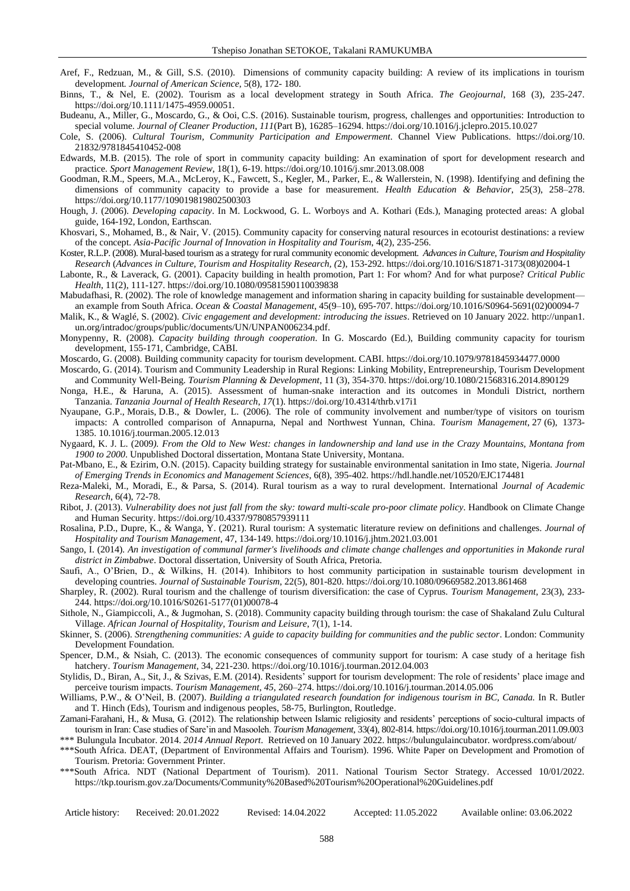Aref, F., Redzuan, M., & Gill, S.S. (2010). Dimensions of community capacity building: A review of its implications in tourism development. *Journal of American Science*, 5(8), 172- 180.

Binns, T., & Nel, E. (2002). Tourism as a local development strategy in South Africa. *The Geojournal*, 168 (3), 235-247. https://doi.org/10.1111/1475-4959.00051.

Budeanu, A., Miller, G., Moscardo, G., & Ooi, C.S. (2016). Sustainable tourism, progress, challenges and opportunities: Introduction to special volume. *Journal of Cleaner Production*, *111*(Part B), 16285–16294. https://doi.org/10.1016/j.jclepro.2015.10.027

Cole, S. (2006). *Cultural Tourism, Community Participation and Empowerment*. Channel View Publications. https://doi.org/10. 21832/9781845410452-008

Edwards, M.B. (2015). The role of sport in community capacity building: An examination of sport for development research and practice. *Sport Management Review*, 18(1), 6-19. https://doi.org/10.1016/j.smr.2013.08.008

Goodman, R.M., Speers, M.A., McLeroy, K., Fawcett, S., Kegler, M., Parker, E., & Wallerstein, N. (1998). Identifying and defining the dimensions of community capacity to provide a base for measurement. *Health Education & Behavior*, 25(3), 258–278. https://doi.org/10.1177/109019819802500303

Hough, J. (2006). *Developing capacity*. In M. Lockwood, G. L. Worboys and A. Kothari (Eds.), Managing protected areas: A global guide, 164-192, London, Earthscan.

Khosvari, S., Mohamed, B., & Nair, V. (2015). Community capacity for conserving natural resources in ecotourist destinations: a review of the concept. *Asia-Pacific Journal of Innovation in Hospitality and Tourism*, 4(2), 235-256.

Koster, R.L.P. (2008). Mural-based tourism as a strategy for rural community economic development. *Advances in Culture, Tourism and Hospitality Research* (*Advances in Culture, Tourism and Hospitality Research, (*2), 153-292. https://doi.org/10.1016/S1871-3173(08)02004-1

Labonte, R., & Laverack, G. (2001). Capacity building in health promotion, Part 1: For whom? And for what purpose? *Critical Public Health*, 11(2), 111-127. https://doi.org/10.1080/09581590110039838

Mabudafhasi, R. (2002). The role of knowledge management and information sharing in capacity building for sustainable development—an example from South Africa. *Ocean & Coastal Management*, 45(9–10), 695-707. https://doi.org/10.1016/S0964-5691(02)00094-7

Malik, K., & Waglé, S. (2002). *Civic engagement and development: introducing the issues*. Retrieved on 10 January 2022. http://unpan1. un.org/intradoc/groups/public/documents/UN/UNPAN006234.pdf.

Monypenny, R. (2008). *Capacity building through cooperation*. In G. Moscardo (Ed.), Building community capacity for tourism development, 155-171, Cambridge, CABI.

Moscardo, G. (2008). Building community capacity for tourism development. CABI. https://doi.org/10.1079/9781845934477.0000

Moscardo, G. (2014). Tourism and Community Leadership in Rural Regions: Linking Mobility, Entrepreneurship, Tourism Development and Community Well-Being. *Tourism Planning & Development*, 11 (3), 354-370. https://doi.org/10.1080/21568316.2014.890129

Nonga, H.E., & Haruna, A. (2015). Assessment of human-snake interaction and its outcomes in Monduli District, northern Tanzania. *Tanzania Journal of Health Research*, *17*(1). https://doi.org/10.4314/thrb.v17i1

Nyaupane, G.P., Morais, D.B., & Dowler, L. (2006). The role of community involvement and number/type of visitors on tourism impacts: A controlled comparison of Annapurna, Nepal and Northwest Yunnan, China. *Tourism Management*, 27 (6), 1373-1385. 10.1016/j.tourman.2005.12.013

Nygaard, K. J. L. (2009*). From the Old to New West: changes in landownership and land use in the Crazy Mountains, Montana from 1900 to 2000*. Unpublished Doctoral dissertation, Montana State University, Montana.

Pat-Mbano, E., & Ezirim, O.N. (2015). Capacity building strategy for sustainable environmental sanitation in Imo state, Nigeria. *Journal of Emerging Trends in Economics and Management Sciences*, 6(8), 395-402. https://hdl.handle.net/10520/EJC174481

Reza-Maleki, M., Moradi, E., & Parsa, S. (2014). Rural tourism as a way to rural development. International *Journal of Academic Research*, 6(4), 72-78.

Ribot, J. (2013). *Vulnerability does not just fall from the sky: toward multi-scale pro-poor climate policy*. Handbook on Climate Change and Human Security. https://doi.org/10.4337/9780857939111

Rosalina, P.D., Dupre, K., & Wanga, Y. (2021). Rural tourism: A systematic literature review on definitions and challenges. *Journal of Hospitality and Tourism Management*, 47, 134-149. https://doi.org/10.1016/j.jhtm.2021.03.001

Sango, I. (2014). *An investigation of communal farmer's livelihoods and climate change challenges and opportunities in Makonde rural district in Zimbabwe*. Doctoral dissertation, University of South Africa, Pretoria.

Saufi, A., O'Brien, D., & Wilkins, H. (2014). Inhibitors to host community participation in sustainable tourism development in developing countries. *Journal of Sustainable Tourism*, 22(5), 801-820. https://doi.org/10.1080/09669582.2013.861468

Sharpley, R. (2002). Rural tourism and the challenge of tourism diversification: the case of Cyprus. *Tourism Management*, 23(3), 233-244. https://doi.org/10.1016/S0261-5177(01)00078-4

Sithole, N., Giampiccoli, A., & Jugmohan, S. (2018). Community capacity building through tourism: the case of Shakaland Zulu Cultural Village. *African Journal of Hospitality, Tourism and Leisure*, 7(1), 1-14.

Skinner, S. (2006). *Strengthening communities: A guide to capacity building for communities and the public sector*. London: Community Development Foundation.

Spencer, D.M., & Nsiah, C. (2013). The economic consequences of community support for tourism: A case study of a heritage fish hatchery. *Tourism Management*, 34, 221-230. https://doi.org/10.1016/j.tourman.2012.04.003

Stylidis, D., Biran, A., Sit, J., & Szivas, E.M. (2014). Residents' support for tourism development: The role of residents' place image and perceive tourism impacts. *Tourism Management*, *45*, 260–274. https://doi.org/10.1016/j.tourman.2014.05.006

Williams, P.W., & O'Neil, B. (2007). *Building a triangulated research foundation for indigenous tourism in BC, Canada.* In R. Butler and T. Hinch (Eds), Tourism and indigenous peoples, 58-75, Burlington, Routledge.

Zamani-Farahani, H., & Musa, G. (2012). The relationship between Islamic religiosity and residents' perceptions of socio-cultural impacts of tourism in Iran: Case studies of Sare'in and Masooleh. *Tourism Management*, 33(4), 802-814. https://doi.org/10.1016/j.tourman.2011.09.003

*** Bulungula Incubator. 2014. *2014 Annual Report*. Retrieved on 10 January 2022. https://bulungulaincubator. wordpress.com/about/

***South Africa. DEAT, (Department of Environmental Affairs and Tourism). 1996. White Paper on Development and Promotion of Tourism. Pretoria: Government Printer.

***South Africa. NDT (National Department of Tourism). 2011. National Tourism Sector Strategy. Accessed 10/01/2022. https://tkp.tourism.gov.za/Documents/Community%20Based%20Tourism%20Operational%20Guidelines.pdf

Article history: Received: 20.01.2022 Revised: 14.04.2022 Accepted: 11.05.2022 Available online: 03.06.2022